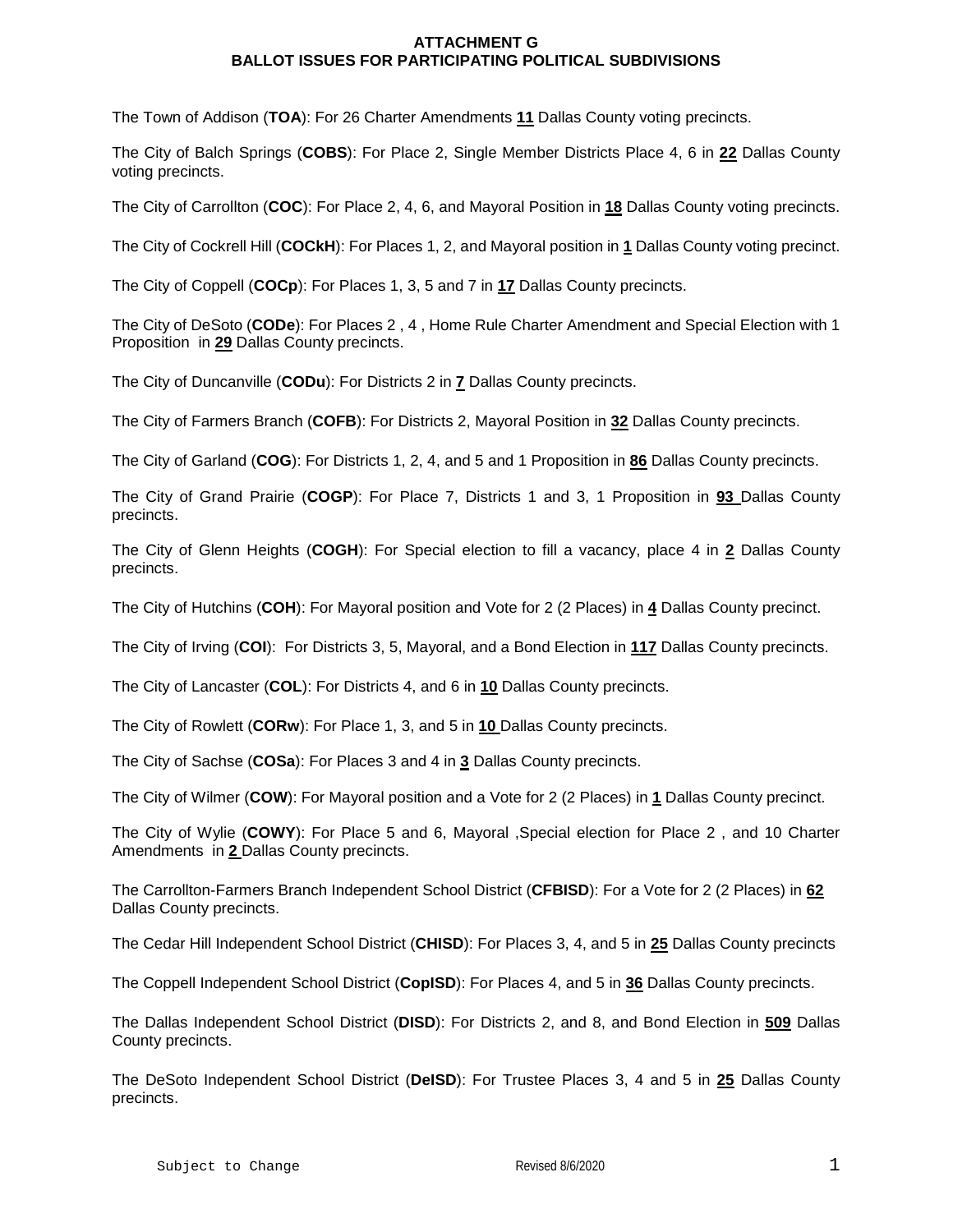# ATTACHMENT G
# BALLOT ISSUES FOR PARTICIPATING POLITICAL SUBDIVISIONS

The Town of Addison (**TOA**): For 26 Charter Amendments **11** Dallas County voting precincts.

The City of Balch Springs (**COBS**): For Place 2, Single Member Districts Place 4, 6 in **22** Dallas County voting precincts.

The City of Carrollton (**COC**): For Place 2, 4, 6, and Mayoral Position in **18** Dallas County voting precincts.

The City of Cockrell Hill (**COCkH**): For Places 1, 2, and Mayoral position in **1** Dallas County voting precinct.

The City of Coppell (**COCp**): For Places 1, 3, 5 and 7 in **17** Dallas County precincts.

The City of DeSoto (**CODe**): For Places 2 , 4 , Home Rule Charter Amendment and Special Election with 1 Proposition in **29** Dallas County precincts.

The City of Duncanville (**CODu**): For Districts 2 in **7** Dallas County precincts.

The City of Farmers Branch (**COFB**): For Districts 2, Mayoral Position in **32** Dallas County precincts.

The City of Garland (**COG**): For Districts 1, 2, 4, and 5 and 1 Proposition in **86** Dallas County precincts.

The City of Grand Prairie (**COGP**): For Place 7, Districts 1 and 3, 1 Proposition in **93** Dallas County precincts.

The City of Glenn Heights (**COGH**): For Special election to fill a vacancy, place 4 in **2** Dallas County precincts.

The City of Hutchins (**COH**): For Mayoral position and Vote for 2 (2 Places) in **4** Dallas County precinct.

The City of Irving (**COI**): For Districts 3, 5, Mayoral, and a Bond Election in **117** Dallas County precincts.

The City of Lancaster (**COL**): For Districts 4, and 6 in **10** Dallas County precincts.

The City of Rowlett (**CORw**): For Place 1, 3, and 5 in **10** Dallas County precincts.

The City of Sachse (**COSa**): For Places 3 and 4 in **3** Dallas County precincts.

The City of Wilmer (**COW**): For Mayoral position and a Vote for 2 (2 Places) in **1** Dallas County precinct.

The City of Wylie (**COWY**): For Place 5 and 6, Mayoral ,Special election for Place 2 , and 10 Charter Amendments in **2** Dallas County precincts.

The Carrollton-Farmers Branch Independent School District (**CFBISD**): For a Vote for 2 (2 Places) in **62** Dallas County precincts.

The Cedar Hill Independent School District (**CHISD**): For Places 3, 4, and 5 in **25** Dallas County precincts

The Coppell Independent School District (**CopISD**): For Places 4, and 5 in **36** Dallas County precincts.

The Dallas Independent School District (**DISD**): For Districts 2, and 8, and Bond Election in **509** Dallas County precincts.

The DeSoto Independent School District (**DeISD**): For Trustee Places 3, 4 and 5 in **25** Dallas County precincts.

Subject to Change Revised 8/6/2020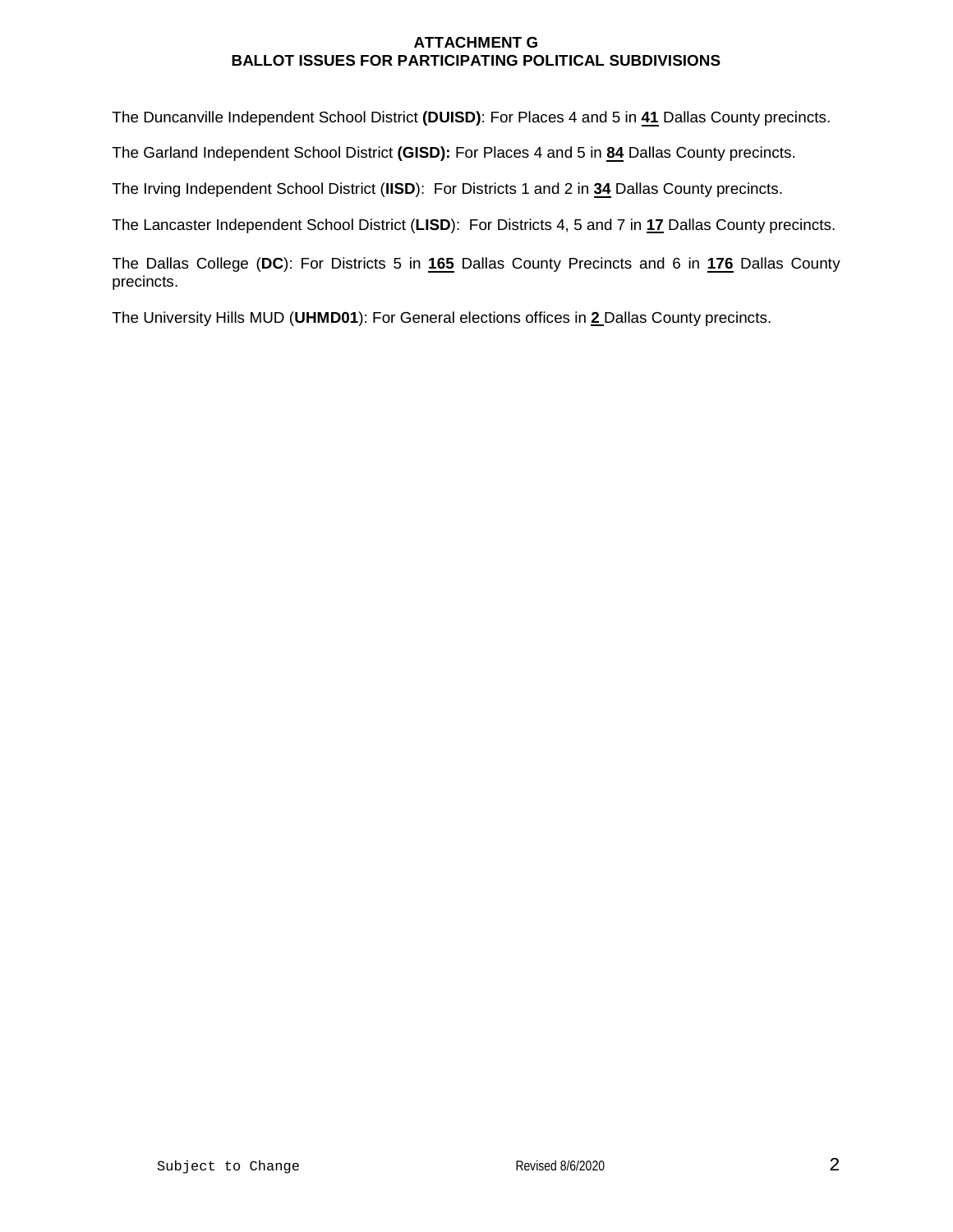**ATTACHMENT G**
**BALLOT ISSUES FOR PARTICIPATING POLITICAL SUBDIVISIONS**

The Duncanville Independent School District **(DUISD)**: For Places 4 and 5 in **41** Dallas County precincts.

The Garland Independent School District **(GISD):** For Places 4 and 5 in **84** Dallas County precincts.

The Irving Independent School District (**IISD**): For Districts 1 and 2 in **34** Dallas County precincts.

The Lancaster Independent School District (**LISD**): For Districts 4, 5 and 7 in **17** Dallas County precincts.

The Dallas College (**DC**): For Districts 5 in **165** Dallas County Precincts and 6 in **176** Dallas County precincts.

The University Hills MUD (**UHMD01**): For General elections offices in **2** Dallas County precincts.

Subject to Change Revised 8/6/2020